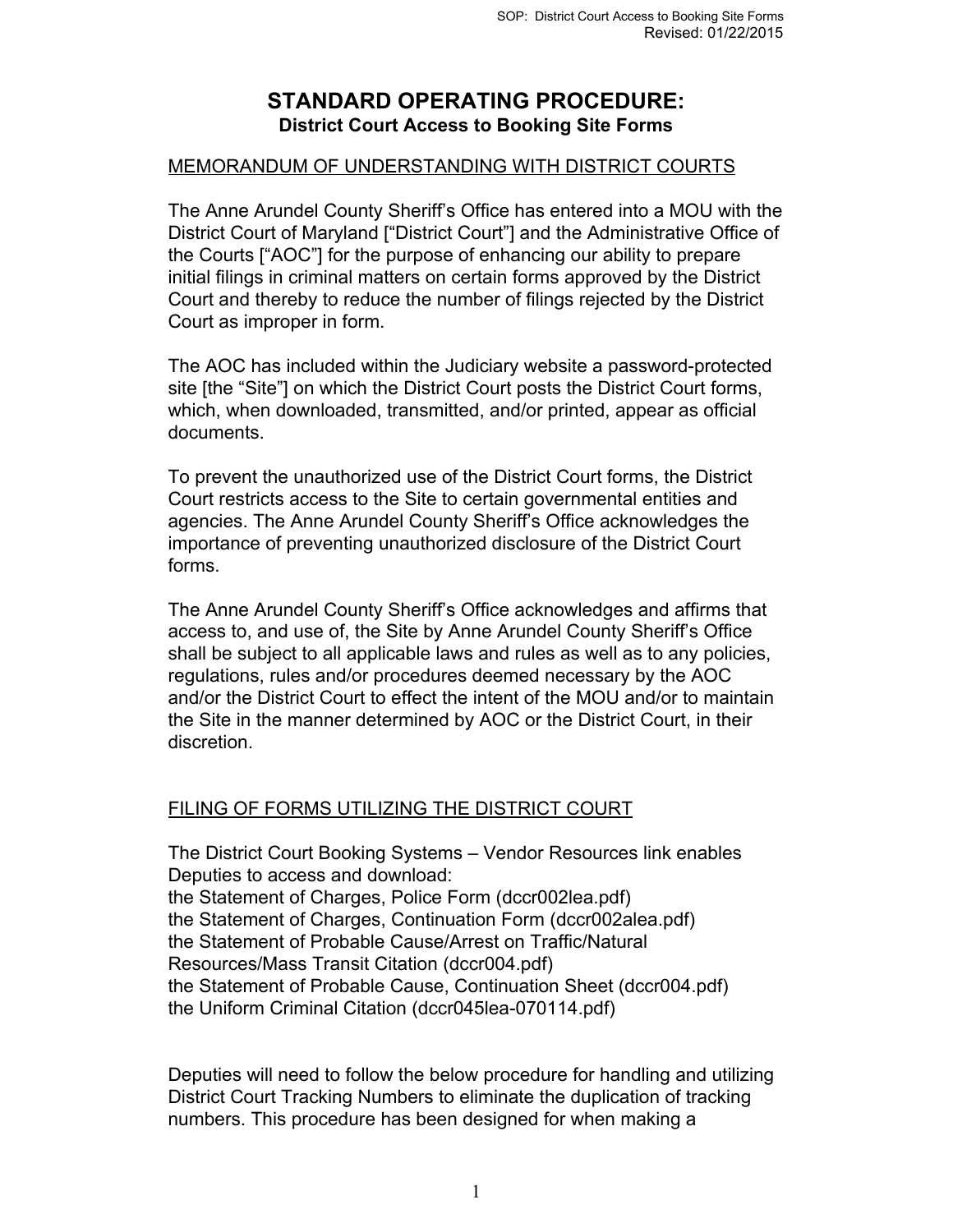# STANDARD OPERATING PROCEDURE:
## District Court Access to Booking Site Forms

<u>MEMORANDUM OF UNDERSTANDING WITH DISTRICT COURTS</u>

The Anne Arundel County Sheriff's Office has entered into a MOU with the District Court of Maryland ["District Court"] and the Administrative Office of the Courts ["AOC"] for the purpose of enhancing our ability to prepare initial filings in criminal matters on certain forms approved by the District Court and thereby to reduce the number of filings rejected by the District Court as improper in form.

The AOC has included within the Judiciary website a password-protected site [the "Site"] on which the District Court posts the District Court forms, which, when downloaded, transmitted, and/or printed, appear as official documents.

To prevent the unauthorized use of the District Court forms, the District Court restricts access to the Site to certain governmental entities and agencies. The Anne Arundel County Sheriff's Office acknowledges the importance of preventing unauthorized disclosure of the District Court forms.

The Anne Arundel County Sheriff's Office acknowledges and affirms that access to, and use of, the Site by Anne Arundel County Sheriff's Office shall be subject to all applicable laws and rules as well as to any policies, regulations, rules and/or procedures deemed necessary by the AOC and/or the District Court to effect the intent of the MOU and/or to maintain the Site in the manner determined by AOC or the District Court, in their discretion.

<u>FILING OF FORMS UTILIZING THE DISTRICT COURT</u>

The District Court Booking Systems – Vendor Resources link enables Deputies to access and download:
the Statement of Charges, Police Form (dccr002lea.pdf)
the Statement of Charges, Continuation Form (dccr002alea.pdf)
the Statement of Probable Cause/Arrest on Traffic/Natural Resources/Mass Transit Citation (dccr004.pdf)
the Statement of Probable Cause, Continuation Sheet (dccr004.pdf)
the Uniform Criminal Citation (dccr045lea-070114.pdf)

Deputies will need to follow the below procedure for handling and utilizing District Court Tracking Numbers to eliminate the duplication of tracking numbers. This procedure has been designed for when making a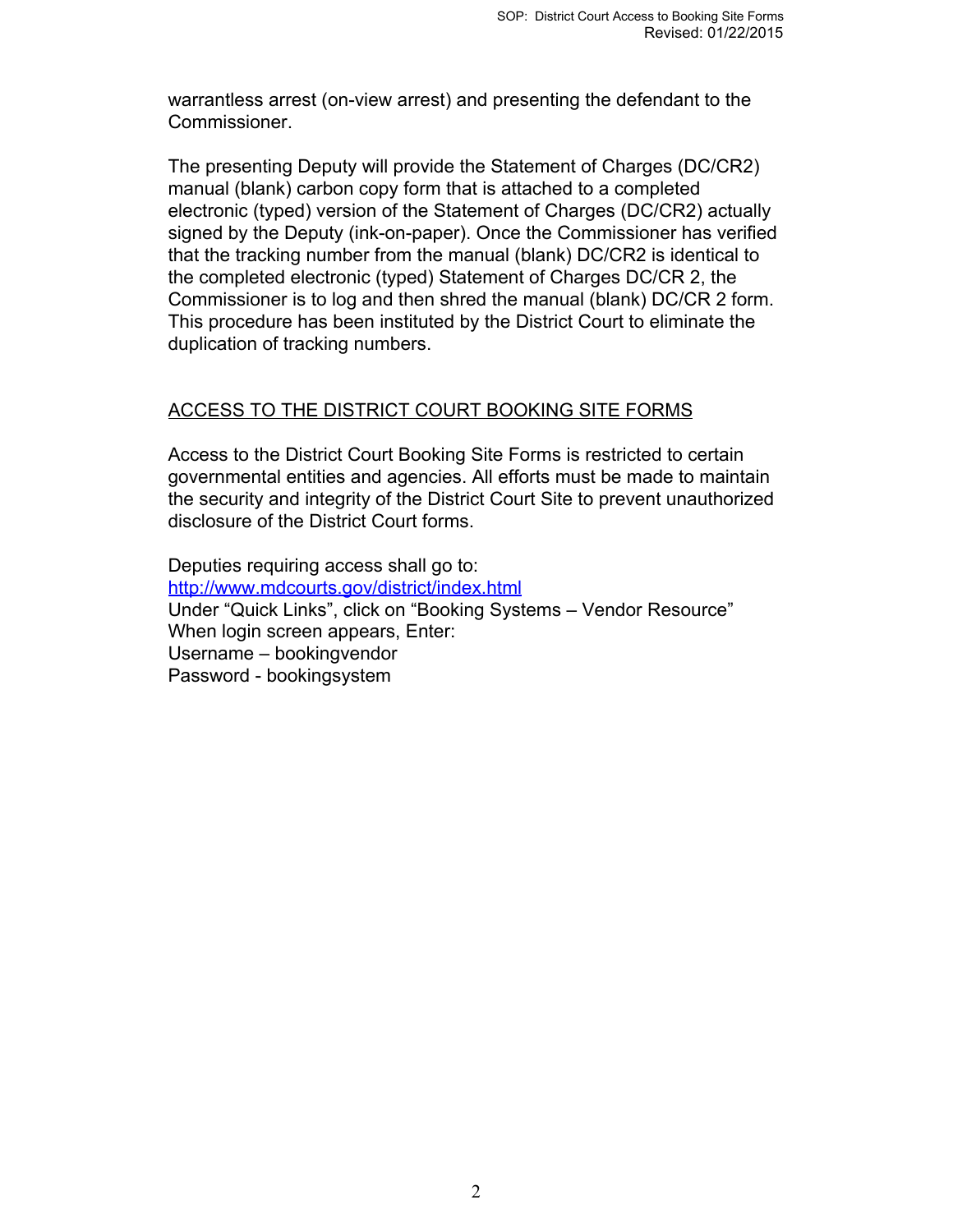warrantless arrest (on-view arrest) and presenting the defendant to the Commissioner.

The presenting Deputy will provide the Statement of Charges (DC/CR2) manual (blank) carbon copy form that is attached to a completed electronic (typed) version of the Statement of Charges (DC/CR2) actually signed by the Deputy (ink-on-paper). Once the Commissioner has verified that the tracking number from the manual (blank) DC/CR2 is identical to the completed electronic (typed) Statement of Charges DC/CR 2, the Commissioner is to log and then shred the manual (blank) DC/CR 2 form. This procedure has been instituted by the District Court to eliminate the duplication of tracking numbers.

## ACCESS TO THE DISTRICT COURT BOOKING SITE FORMS

Access to the District Court Booking Site Forms is restricted to certain governmental entities and agencies. All efforts must be made to maintain the security and integrity of the District Court Site to prevent unauthorized disclosure of the District Court forms.

Deputies requiring access shall go to:
http://www.mdcourts.gov/district/index.html
Under "Quick Links", click on "Booking Systems – Vendor Resource"
When login screen appears, Enter:
Username – bookingvendor
Password - bookingsystem